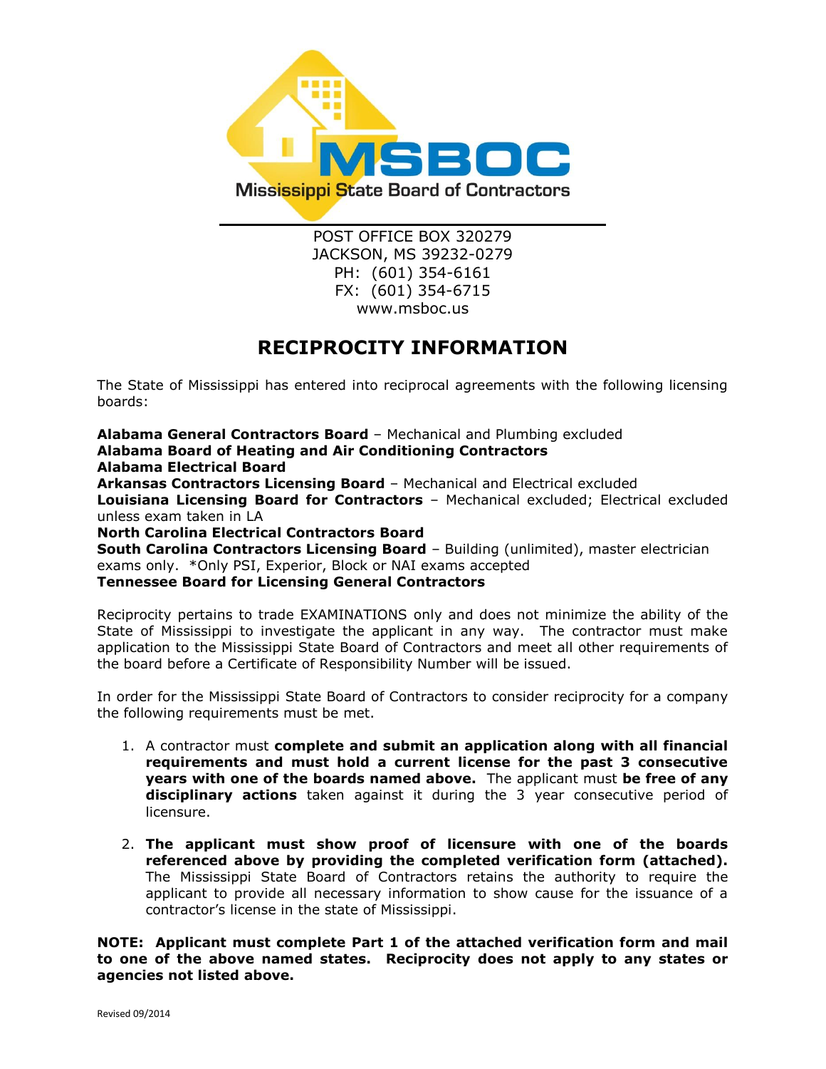**MSBOC**

**Mississippi State Board of Contractors**

POST OFFICE BOX 320279
JACKSON, MS 39232-0279
PH: (601) 354-6161
FX: (601) 354-6715
www.msboc.us

# RECIPROCITY INFORMATION

The State of Mississippi has entered into reciprocal agreements with the following licensing boards:

**Alabama General Contractors Board** – Mechanical and Plumbing excluded
**Alabama Board of Heating and Air Conditioning Contractors**
**Alabama Electrical Board**
**Arkansas Contractors Licensing Board** – Mechanical and Electrical excluded
**Louisiana Licensing Board for Contractors** – Mechanical excluded; Electrical excluded unless exam taken in LA
**North Carolina Electrical Contractors Board**
**South Carolina Contractors Licensing Board** – Building (unlimited), master electrician exams only. *Only PSI, Experior, Block or NAI exams accepted
**Tennessee Board for Licensing General Contractors**

Reciprocity pertains to trade EXAMINATIONS only and does not minimize the ability of the State of Mississippi to investigate the applicant in any way. The contractor must make application to the Mississippi State Board of Contractors and meet all other requirements of the board before a Certificate of Responsibility Number will be issued.

In order for the Mississippi State Board of Contractors to consider reciprocity for a company the following requirements must be met.

1. A contractor must **complete and submit an application along with all financial requirements and must hold a current license for the past 3 consecutive years with one of the boards named above.** The applicant must **be free of any disciplinary actions** taken against it during the 3 year consecutive period of licensure.

2. **The applicant must show proof of licensure with one of the boards referenced above by providing the completed verification form (attached).** The Mississippi State Board of Contractors retains the authority to require the applicant to provide all necessary information to show cause for the issuance of a contractor's license in the state of Mississippi.

**NOTE: Applicant must complete Part 1 of the attached verification form and mail to one of the above named states. Reciprocity does not apply to any states or agencies not listed above.**

Revised 09/2014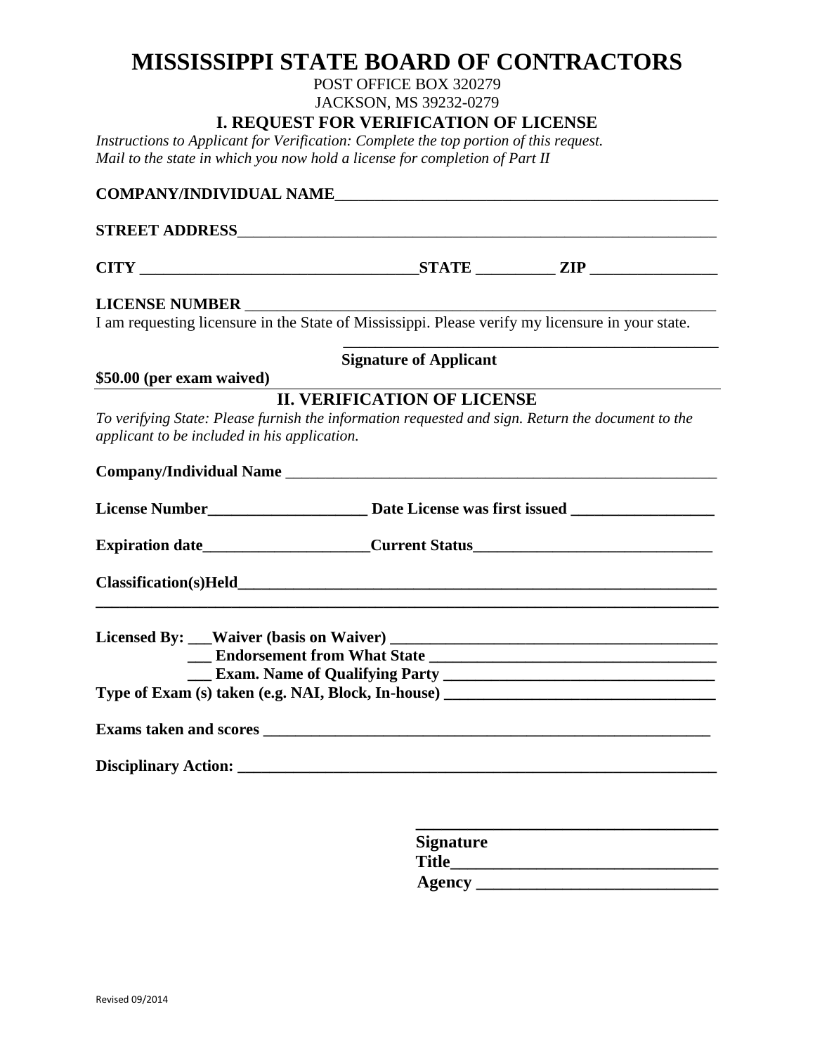# MISSISSIPPI STATE BOARD OF CONTRACTORS

POST OFFICE BOX 320279
JACKSON, MS 39232-0279

## I. REQUEST FOR VERIFICATION OF LICENSE

*Instructions to Applicant for Verification: Complete the top portion of this request. Mail to the state in which you now hold a license for completion of Part II*

**COMPANY/INDIVIDUAL NAME**_______________________________________________

**STREET ADDRESS**_______________________________________________________

**CITY** _______________________________**STATE** _________ **ZIP** _______________

**LICENSE NUMBER** ______________________________________________________

I am requesting licensure in the State of Mississippi. Please verify my licensure in your state.

_______________________________________________

**Signature of Applicant**

**$50.00 (per exam waived)**

## II. VERIFICATION OF LICENSE

*To verifying State: Please furnish the information requested and sign. Return the document to the applicant to be included in his application.*

**Company/Individual Name** ______________________________________________

**License Number**___________________ **Date License was first issued** _________________

**Expiration date**____________________**Current Status**_____________________________

**Classification(s)Held**___________________________________________________________

___________________________________________________________________________

**Licensed By: ___Waiver (basis on Waiver) ______________________________________**

**___ Endorsement from What State ___________________________________**

**___ Exam. Name of Qualifying Party _________________________________**

**Type of Exam (s) taken (e.g. NAI, Block, In-house) _________________________________**

**Exams taken and scores ________________________________________________________**

**Disciplinary Action: ___________________________________________________________**

____________________________________

**Signature**

**Title______________________________**

**Agency ___________________________**

Revised 09/2014